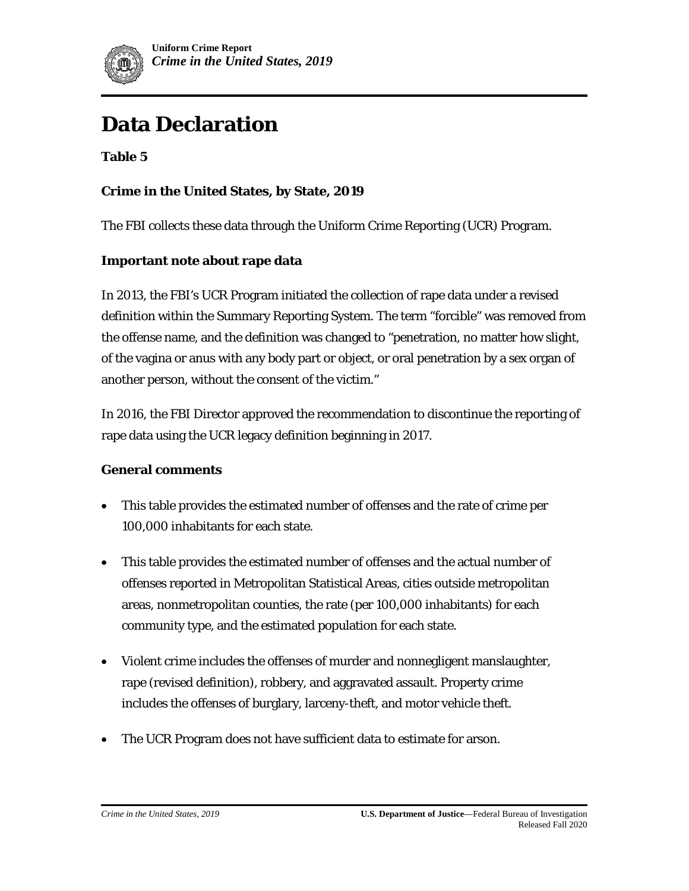# Data Declaration

### Table 5

### Crime in the United States, by State, 2019

The FBI collects these data through the Uniform Crime Reporting (UCR) Program.

### Important note about rape data

In 2013, the FBI's UCR Program initiated the collection of rape data under a revised definition within the Summary Reporting System. The term "forcible" was removed from the offense name, and the definition was changed to "penetration, no matter how slight, of the vagina or anus with any body part or object, or oral penetration by a sex organ of another person, without the consent of the victim."

In 2016, the FBI Director approved the recommendation to discontinue the reporting of rape data using the UCR legacy definition beginning in 2017.

### General comments

- This table provides the estimated number of offenses and the rate of crime per 100,000 inhabitants for each state.
- This table provides the estimated number of offenses and the actual number of offenses reported in Metropolitan Statistical Areas, cities outside metropolitan areas, nonmetropolitan counties, the rate (per 100,000 inhabitants) for each community type, and the estimated population for each state.
- Violent crime includes the offenses of murder and nonnegligent manslaughter, rape (revised definition), robbery, and aggravated assault. Property crime includes the offenses of burglary, larceny-theft, and motor vehicle theft.
- The UCR Program does not have sufficient data to estimate for arson.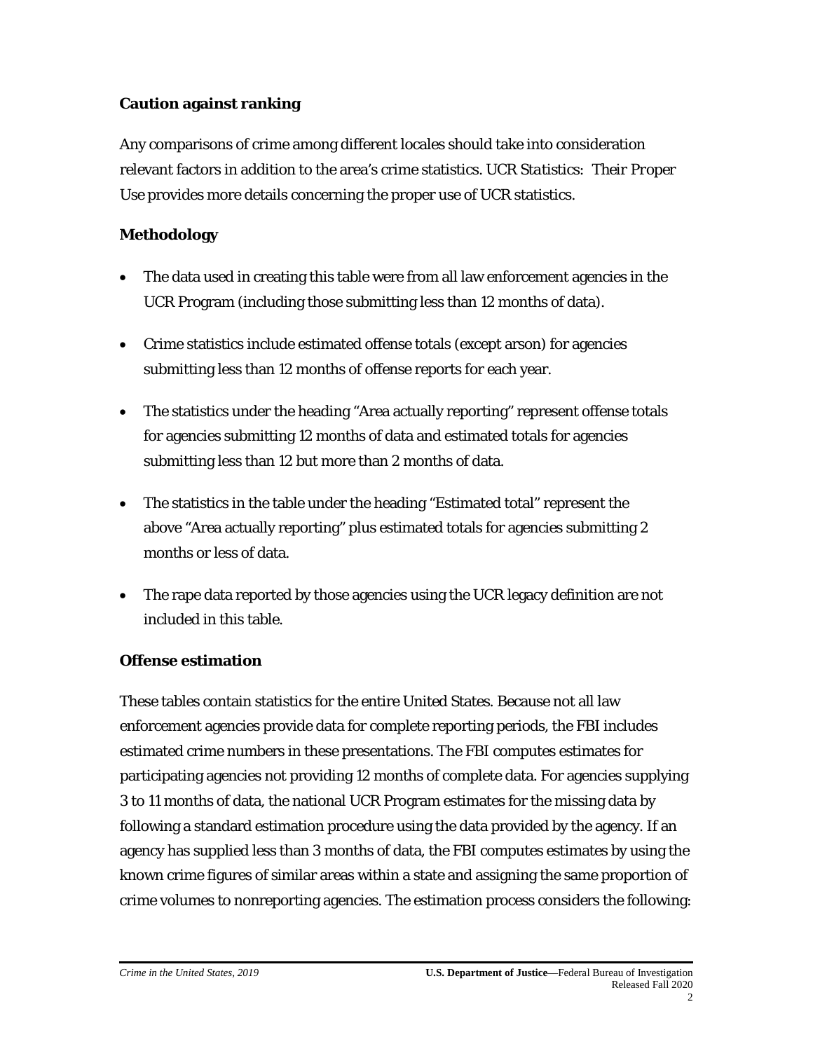## Caution against ranking

Any comparisons of crime among different locales should take into consideration relevant factors in addition to the area's crime statistics. *UCR Statistics: Their Proper Use* provides more details concerning the proper use of UCR statistics.

## Methodology

- The data used in creating this table were from all law enforcement agencies in the UCR Program (including those submitting less than 12 months of data).
- Crime statistics include estimated offense totals (except arson) for agencies submitting less than 12 months of offense reports for each year.
- The statistics under the heading "Area actually reporting" represent offense totals for agencies submitting 12 months of data and estimated totals for agencies submitting less than 12 but more than 2 months of data.
- The statistics in the table under the heading "Estimated total" represent the above "Area actually reporting" plus estimated totals for agencies submitting 2 months or less of data.
- The rape data reported by those agencies using the UCR legacy definition are not included in this table.

## Offense estimation

These tables contain statistics for the entire United States. Because not all law enforcement agencies provide data for complete reporting periods, the FBI includes estimated crime numbers in these presentations. The FBI computes estimates for participating agencies not providing 12 months of complete data. For agencies supplying 3 to 11 months of data, the national UCR Program estimates for the missing data by following a standard estimation procedure using the data provided by the agency. If an agency has supplied less than 3 months of data, the FBI computes estimates by using the known crime figures of similar areas within a state and assigning the same proportion of crime volumes to nonreporting agencies. The estimation process considers the following: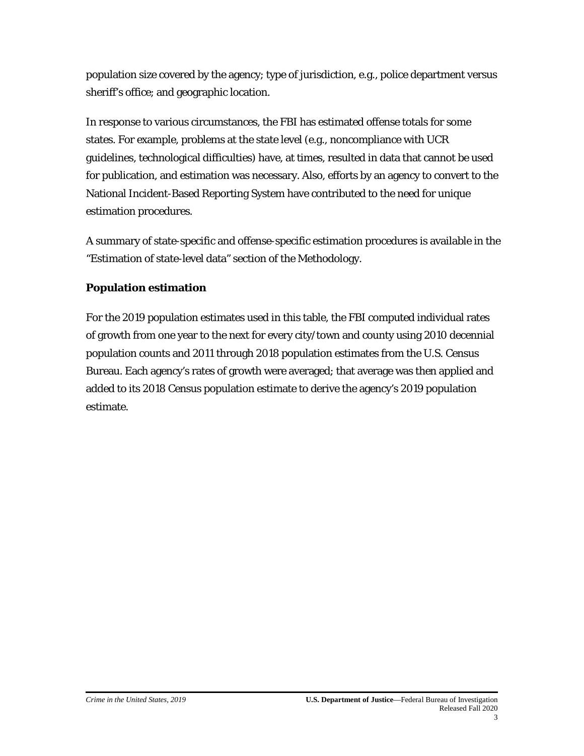population size covered by the agency; type of jurisdiction, e.g., police department versus sheriff's office; and geographic location.

In response to various circumstances, the FBI has estimated offense totals for some states. For example, problems at the state level (e.g., noncompliance with UCR guidelines, technological difficulties) have, at times, resulted in data that cannot be used for publication, and estimation was necessary. Also, efforts by an agency to convert to the National Incident-Based Reporting System have contributed to the need for unique estimation procedures.

A summary of state-specific and offense-specific estimation procedures is available in the "Estimation of state-level data" section of the Methodology.

**Population estimation**

For the 2019 population estimates used in this table, the FBI computed individual rates of growth from one year to the next for every city/town and county using 2010 decennial population counts and 2011 through 2018 population estimates from the U.S. Census Bureau. Each agency's rates of growth were averaged; that average was then applied and added to its 2018 Census population estimate to derive the agency's 2019 population estimate.